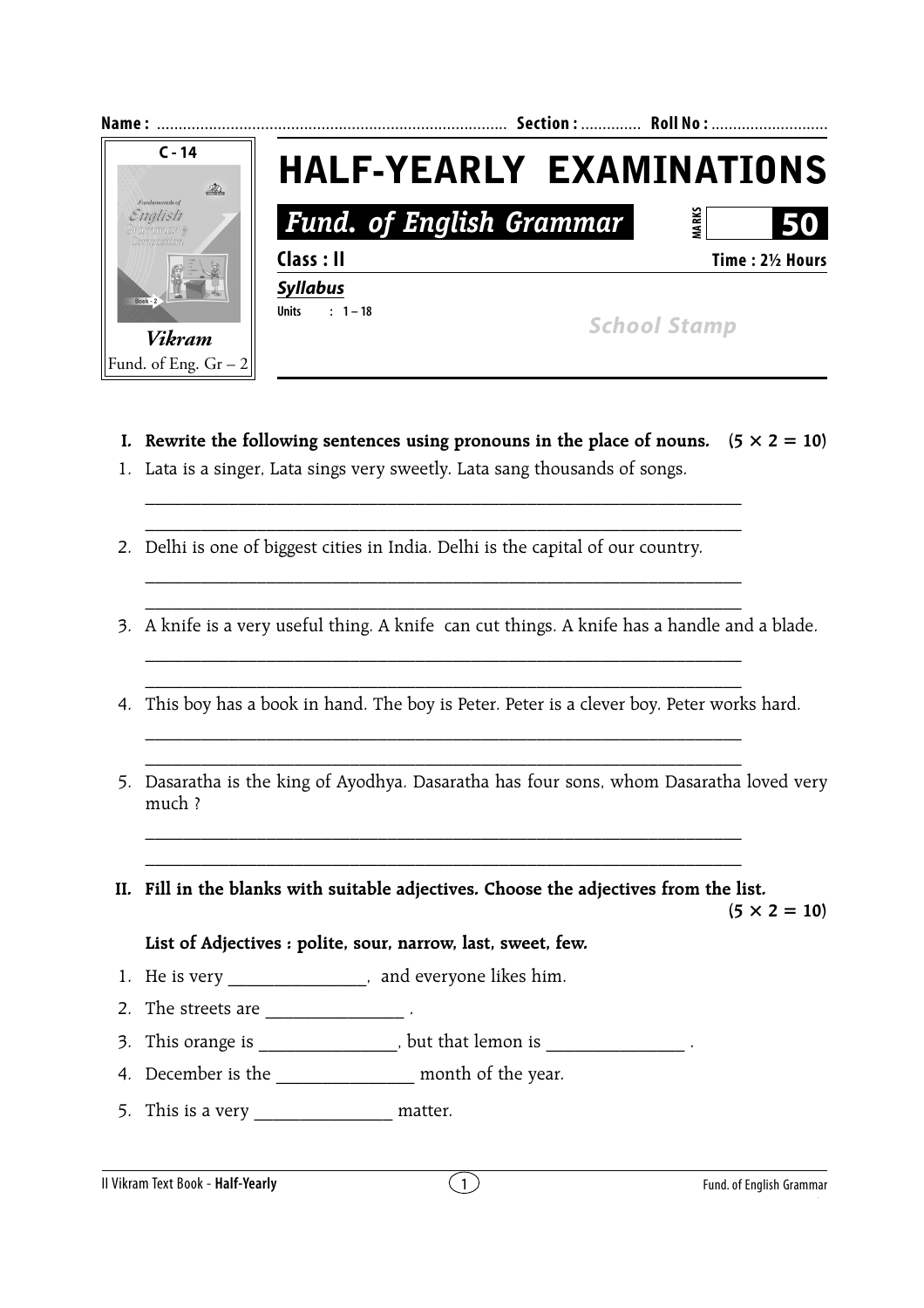Name : ................................................................................ Section : ............. Roll No : ...........................

C - 14

*Vikram*

Fund. of Eng. Gr – 2

# HALF-YEARLY EXAMINATIONS

## *Fund. of English Grammar*

MARKS **50**

**Class : II** **Time : 2½ Hours**

***Syllabus***

**Units : 1 – 18**

*School Stamp*

**I. Rewrite the following sentences using pronouns in the place of nouns. (5 × 2 = 10)**

1. Lata is a singer, Lata sings very sweetly. Lata sang thousands of songs.

_______________________________________________________________________

_______________________________________________________________________

2. Delhi is one of biggest cities in India. Delhi is the capital of our country.

_______________________________________________________________________

_______________________________________________________________________

3. A knife is a very useful thing. A knife can cut things. A knife has a handle and a blade.

_______________________________________________________________________

_______________________________________________________________________

4. This boy has a book in hand. The boy is Peter. Peter is a clever boy. Peter works hard.

_______________________________________________________________________

_______________________________________________________________________

5. Dasaratha is the king of Ayodhya. Dasaratha has four sons, whom Dasaratha loved very much ?

_______________________________________________________________________

_______________________________________________________________________

**II. Fill in the blanks with suitable adjectives. Choose the adjectives from the list. (5 × 2 = 10)**

**List of Adjectives : polite, sour, narrow, last, sweet, few.**

1. He is very _______________, and everyone likes him.
2. The streets are _______________ .
3. This orange is _______________, but that lemon is _______________ .
4. December is the _______________ month of the year.
5. This is a very _______________ matter.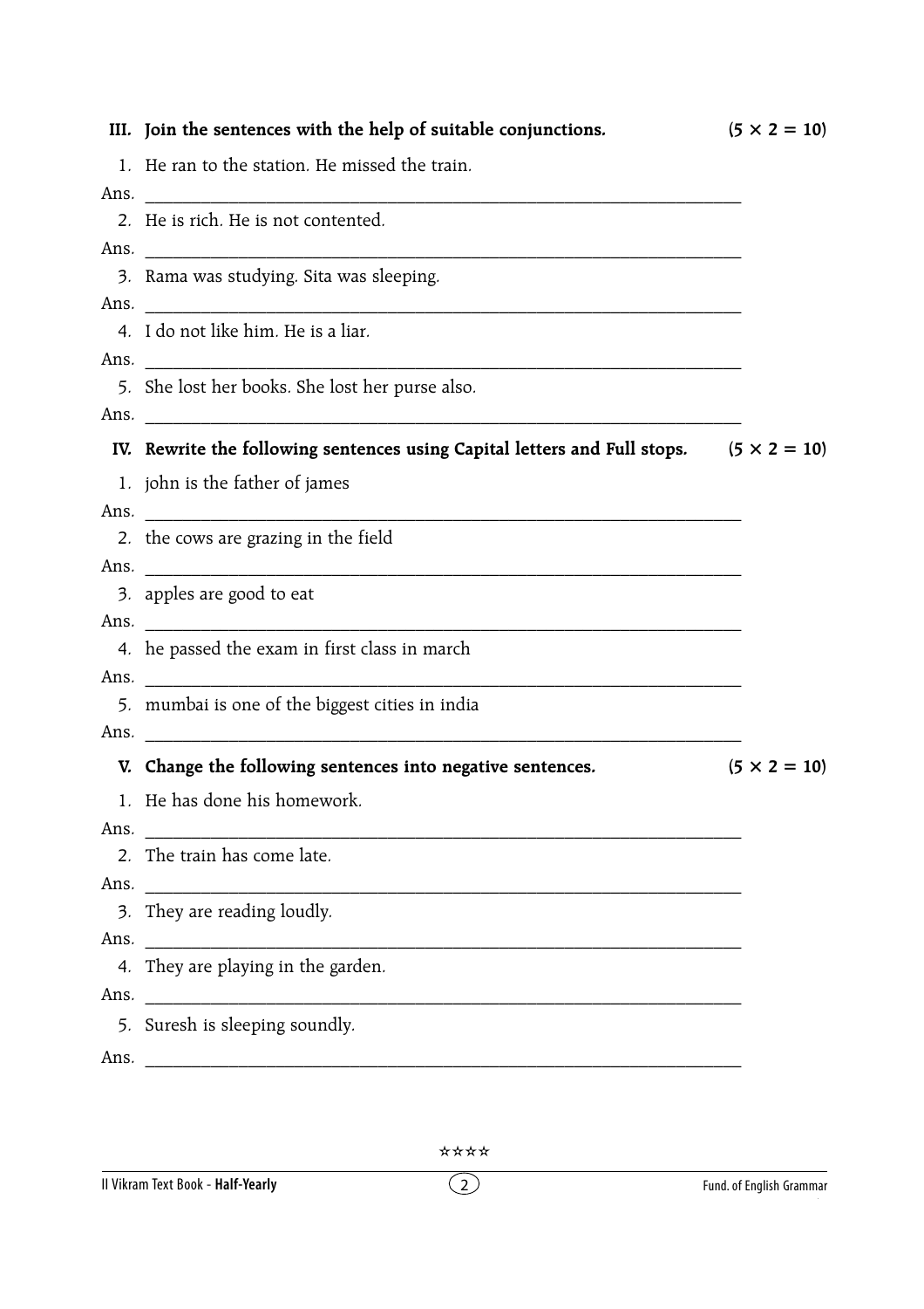**III. Join the sentences with the help of suitable conjunctions.** **(5 × 2 = 10)**

1. He ran to the station. He missed the train.

Ans. ____________________________________________

2. He is rich. He is not contented.

Ans. ____________________________________________

3. Rama was studying. Sita was sleeping.

Ans. ____________________________________________

4. I do not like him. He is a liar.

Ans. ____________________________________________

5. She lost her books. She lost her purse also.

Ans. ____________________________________________

**IV. Rewrite the following sentences using Capital letters and Full stops.** **(5 × 2 = 10)**

1. john is the father of james

Ans. ____________________________________________

2. the cows are grazing in the field

Ans. ____________________________________________

3. apples are good to eat

Ans. ____________________________________________

4. he passed the exam in first class in march

Ans. ____________________________________________

5. mumbai is one of the biggest cities in india

Ans. ____________________________________________

**V. Change the following sentences into negative sentences.** **(5 × 2 = 10)**

1. He has done his homework.

Ans. ____________________________________________

2. The train has come late.

Ans. ____________________________________________

3. They are reading loudly.

Ans. ____________________________________________

4. They are playing in the garden.

Ans. ____________________________________________

5. Suresh is sleeping soundly.

Ans. ____________________________________________

☆☆☆☆